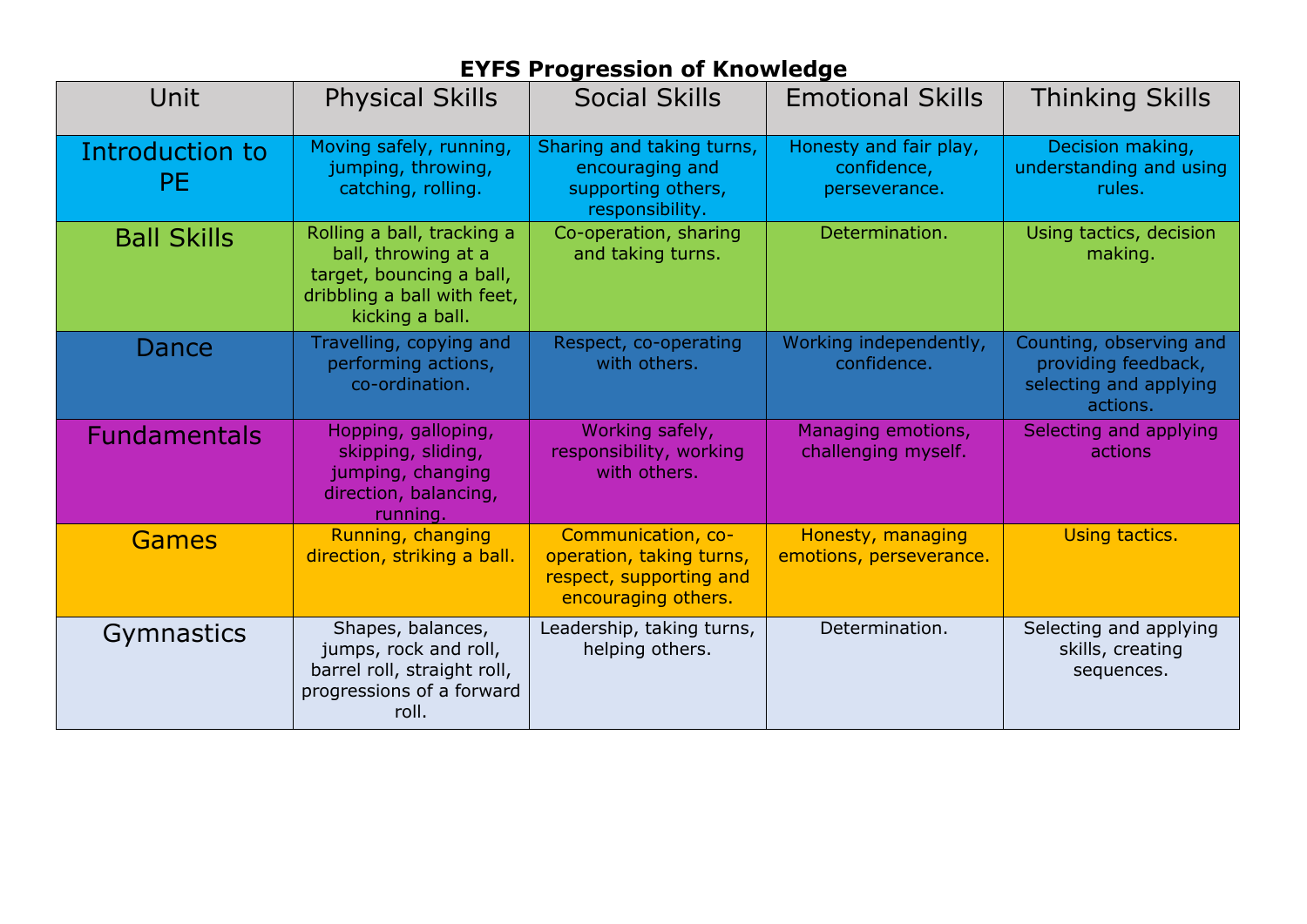# EYFS Progression of Knowledge

| Unit | Physical Skills | Social Skills | Emotional Skills | Thinking Skills |
|---|---|---|---|---|
| Introduction to PE | Moving safely, running, jumping, throwing, catching, rolling. | Sharing and taking turns, encouraging and supporting others, responsibility. | Honesty and fair play, confidence, perseverance. | Decision making, understanding and using rules. |
| Ball Skills | Rolling a ball, tracking a ball, throwing at a target, bouncing a ball, dribbling a ball with feet, kicking a ball. | Co-operation, sharing and taking turns. | Determination. | Using tactics, decision making. |
| Dance | Travelling, copying and performing actions, co-ordination. | Respect, co-operating with others. | Working independently, confidence. | Counting, observing and providing feedback, selecting and applying actions. |
| Fundamentals | Hopping, galloping, skipping, sliding, jumping, changing direction, balancing, running. | Working safely, responsibility, working with others. | Managing emotions, challenging myself. | Selecting and applying actions |
| Games | Running, changing direction, striking a ball. | Communication, co-operation, taking turns, respect, supporting and encouraging others. | Honesty, managing emotions, perseverance. | Using tactics. |
| Gymnastics | Shapes, balances, jumps, rock and roll, barrel roll, straight roll, progressions of a forward roll. | Leadership, taking turns, helping others. | Determination. | Selecting and applying skills, creating sequences. |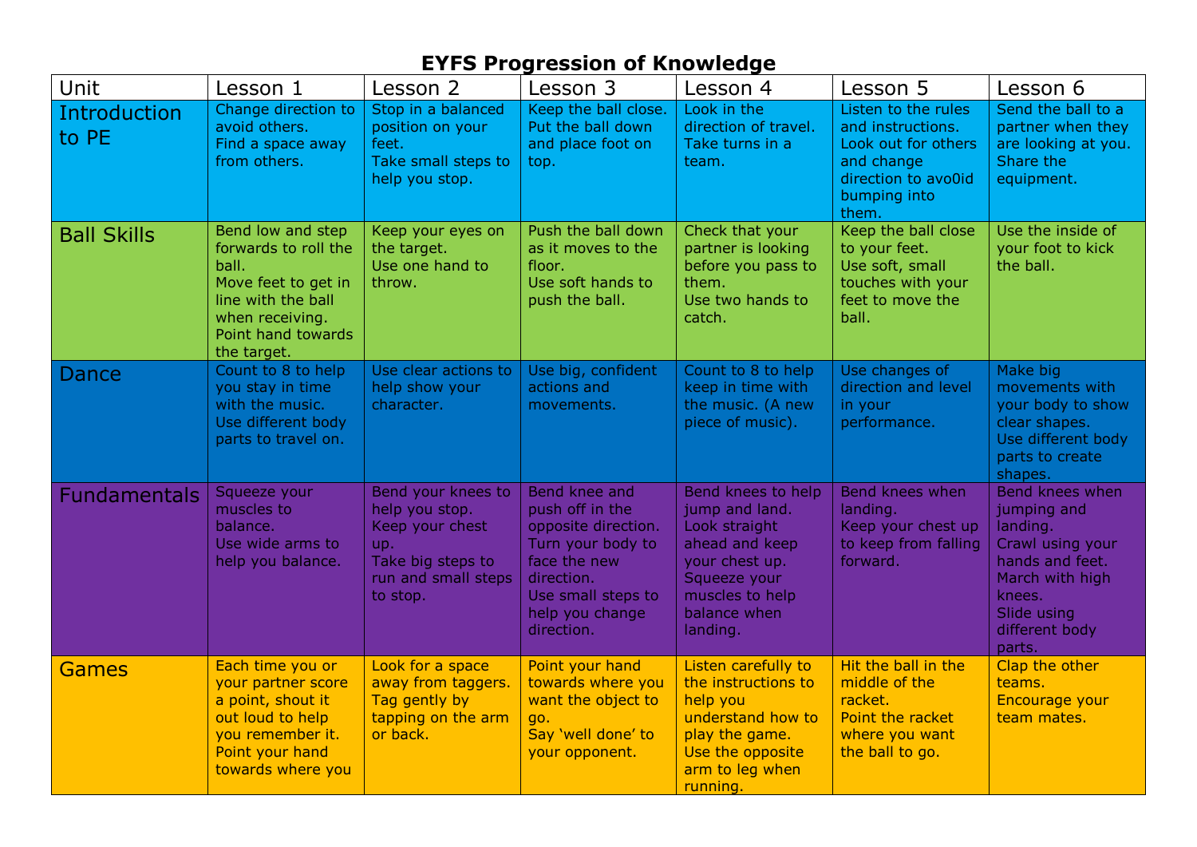# EYFS Progression of Knowledge

| Unit | Lesson 1 | Lesson 2 | Lesson 3 | Lesson 4 | Lesson 5 | Lesson 6 |
|---|---|---|---|---|---|---|
| Introduction to PE | Change direction to avoid others. Find a space away from others. | Stop in a balanced position on your feet. Take small steps to help you stop. | Keep the ball close. Put the ball down and place foot on top. | Look in the direction of travel. Take turns in a team. | Listen to the rules and instructions. Look out for others and change direction to avo0id bumping into them. | Send the ball to a partner when they are looking at you. Share the equipment. |
| Ball Skills | Bend low and step forwards to roll the ball. Move feet to get in line with the ball when receiving. Point hand towards the target. | Keep your eyes on the target. Use one hand to throw. | Push the ball down as it moves to the floor. Use soft hands to push the ball. | Check that your partner is looking before you pass to them. Use two hands to catch. | Keep the ball close to your feet. Use soft, small touches with your feet to move the ball. | Use the inside of your foot to kick the ball. |
| Dance | Count to 8 to help you stay in time with the music. Use different body parts to travel on. | Use clear actions to help show your character. | Use big, confident actions and movements. | Count to 8 to help keep in time with the music. (A new piece of music). | Use changes of direction and level in your performance. | Make big movements with your body to show clear shapes. Use different body parts to create shapes. |
| Fundamentals | Squeeze your muscles to balance. Use wide arms to help you balance. | Bend your knees to help you stop. Keep your chest up. Take big steps to run and small steps to stop. | Bend knee and push off in the opposite direction. Turn your body to face the new direction. Use small steps to help you change direction. | Bend knees to help jump and land. Look straight ahead and keep your chest up. Squeeze your muscles to help balance when landing. | Bend knees when landing. Keep your chest up to keep from falling forward. | Bend knees when jumping and landing. Crawl using your hands and feet. March with high knees. Slide using different body parts. |
| Games | Each time you or your partner score a point, shout it out loud to help you remember it. Point your hand towards where you | Look for a space away from taggers. Tag gently by tapping on the arm or back. | Point your hand towards where you want the object to go. Say 'well done' to your opponent. | Listen carefully to the instructions to help you understand how to play the game. Use the opposite arm to leg when running. | Hit the ball in the middle of the racket. Point the racket where you want the ball to go. | Clap the other teams. Encourage your team mates. |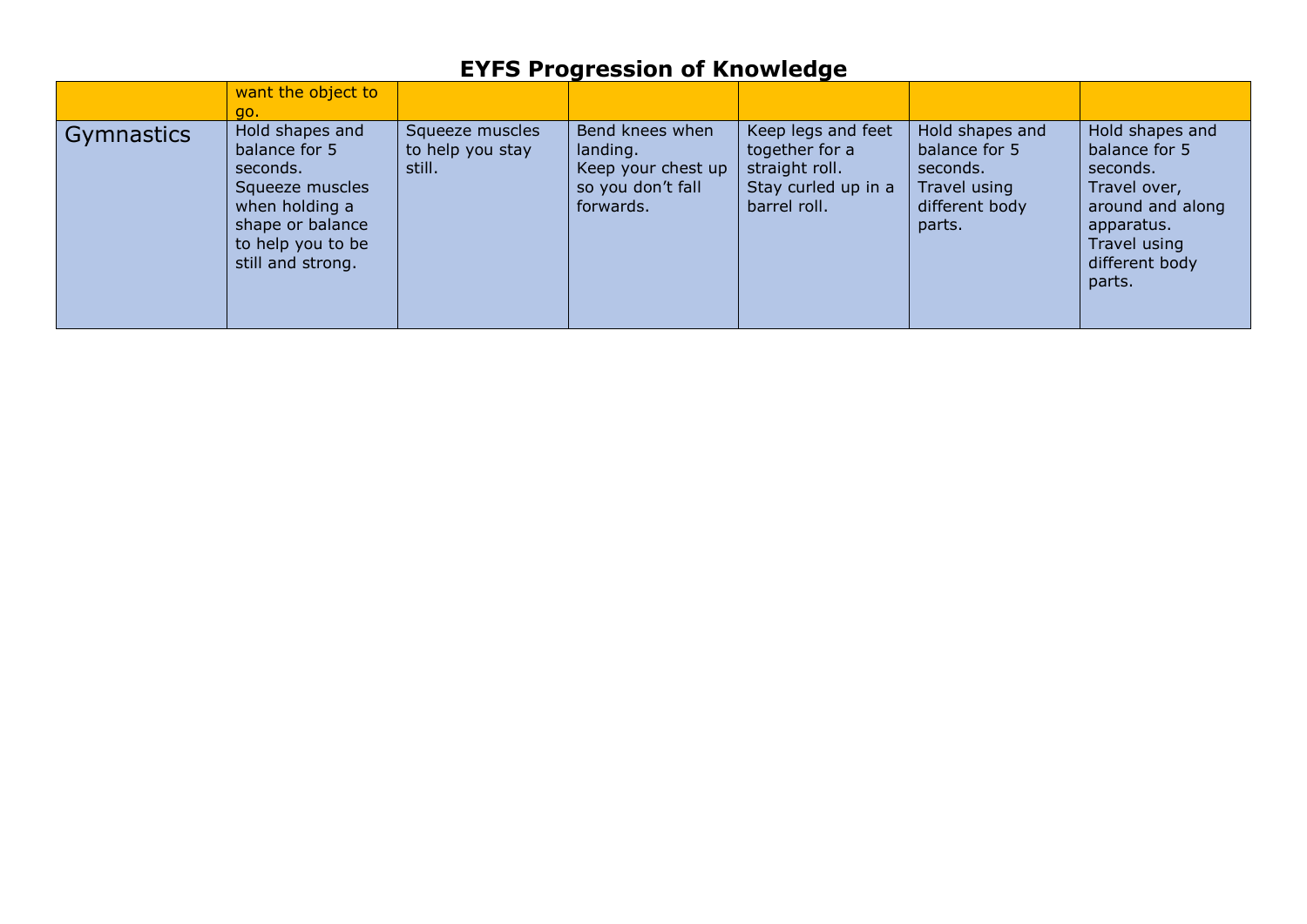# EYFS Progression of Knowledge

| | | | | | | |
|---|---|---|---|---|---|---|
| | want the object to go. | | | | | |
| Gymnastics | Hold shapes and balance for 5 seconds.<br>Squeeze muscles when holding a shape or balance to help you to be still and strong. | Squeeze muscles to help you stay still. | Bend knees when landing.<br>Keep your chest up so you don't fall forwards. | Keep legs and feet together for a straight roll.<br>Stay curled up in a barrel roll. | Hold shapes and balance for 5 seconds.<br>Travel using different body parts. | Hold shapes and balance for 5 seconds.<br>Travel over, around and along apparatus.<br>Travel using different body parts. |